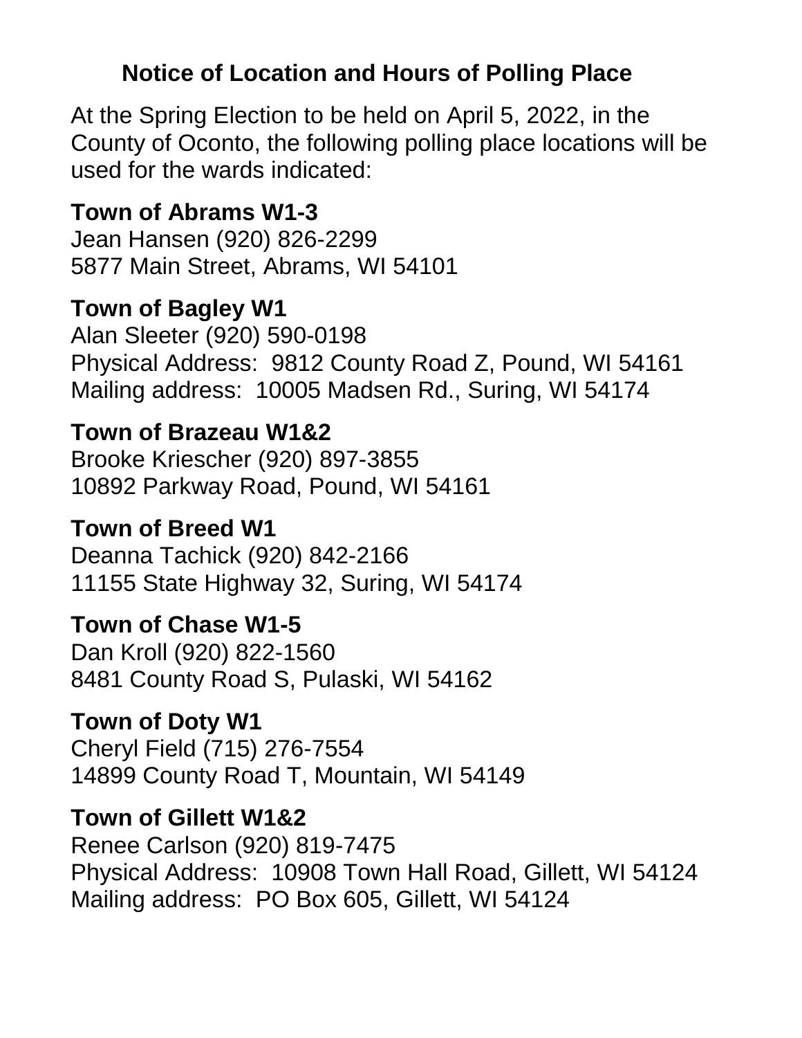# Notice of Location and Hours of Polling Place

At the Spring Election to be held on April 5, 2022, in the County of Oconto, the following polling place locations will be used for the wards indicated:

**Town of Abrams W1-3**
Jean Hansen (920) 826-2299
5877 Main Street, Abrams, WI 54101

**Town of Bagley W1**
Alan Sleeter (920) 590-0198
Physical Address: 9812 County Road Z, Pound, WI 54161
Mailing address: 10005 Madsen Rd., Suring, WI 54174

**Town of Brazeau W1&2**
Brooke Kriescher (920) 897-3855
10892 Parkway Road, Pound, WI 54161

**Town of Breed W1**
Deanna Tachick (920) 842-2166
11155 State Highway 32, Suring, WI 54174

**Town of Chase W1-5**
Dan Kroll (920) 822-1560
8481 County Road S, Pulaski, WI 54162

**Town of Doty W1**
Cheryl Field (715) 276-7554
14899 County Road T, Mountain, WI 54149

**Town of Gillett W1&2**
Renee Carlson (920) 819-7475
Physical Address: 10908 Town Hall Road, Gillett, WI 54124
Mailing address: PO Box 605, Gillett, WI 54124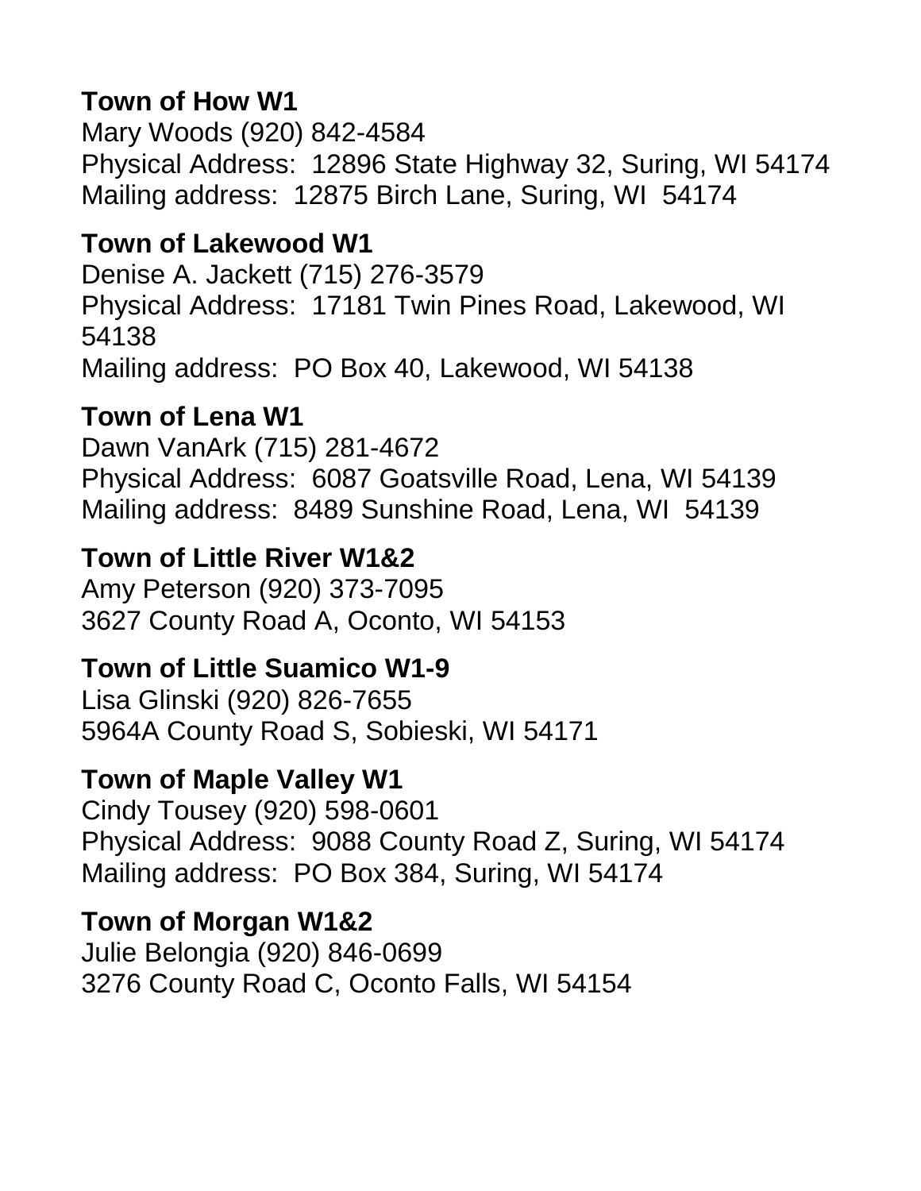**Town of How W1**
Mary Woods (920) 842-4584
Physical Address: 12896 State Highway 32, Suring, WI 54174
Mailing address: 12875 Birch Lane, Suring, WI 54174

**Town of Lakewood W1**
Denise A. Jackett (715) 276-3579
Physical Address: 17181 Twin Pines Road, Lakewood, WI 54138
Mailing address: PO Box 40, Lakewood, WI 54138

**Town of Lena W1**
Dawn VanArk (715) 281-4672
Physical Address: 6087 Goatsville Road, Lena, WI 54139
Mailing address: 8489 Sunshine Road, Lena, WI 54139

**Town of Little River W1&2**
Amy Peterson (920) 373-7095
3627 County Road A, Oconto, WI 54153

**Town of Little Suamico W1-9**
Lisa Glinski (920) 826-7655
5964A County Road S, Sobieski, WI 54171

**Town of Maple Valley W1**
Cindy Tousey (920) 598-0601
Physical Address: 9088 County Road Z, Suring, WI 54174
Mailing address: PO Box 384, Suring, WI 54174

**Town of Morgan W1&2**
Julie Belongia (920) 846-0699
3276 County Road C, Oconto Falls, WI 54154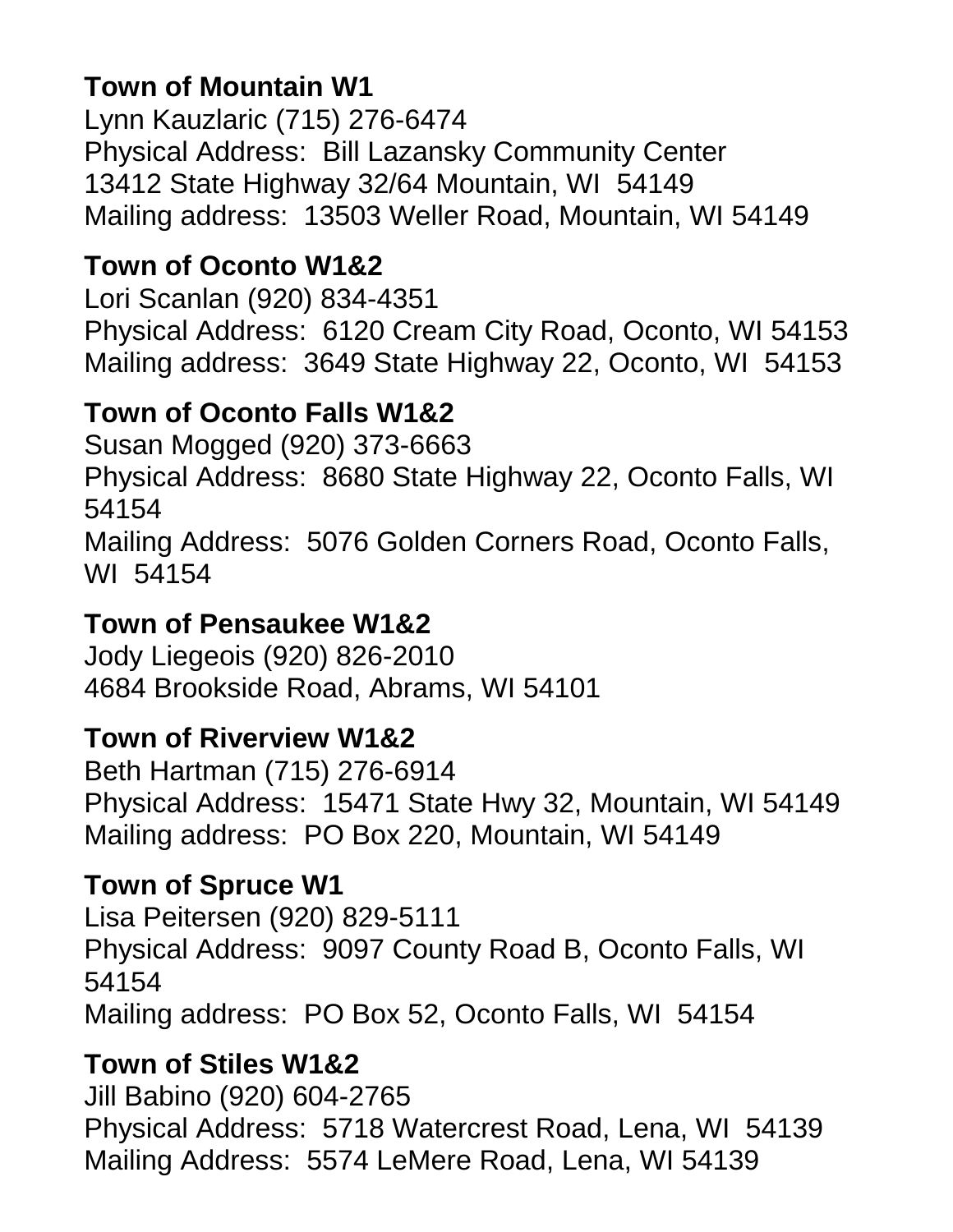**Town of Mountain W1**
Lynn Kauzlaric (715) 276-6474
Physical Address: Bill Lazansky Community Center
13412 State Highway 32/64 Mountain, WI 54149
Mailing address: 13503 Weller Road, Mountain, WI 54149

**Town of Oconto W1&2**
Lori Scanlan (920) 834-4351
Physical Address: 6120 Cream City Road, Oconto, WI 54153
Mailing address: 3649 State Highway 22, Oconto, WI 54153

**Town of Oconto Falls W1&2**
Susan Mogged (920) 373-6663
Physical Address: 8680 State Highway 22, Oconto Falls, WI 54154
Mailing Address: 5076 Golden Corners Road, Oconto Falls, WI 54154

**Town of Pensaukee W1&2**
Jody Liegeois (920) 826-2010
4684 Brookside Road, Abrams, WI 54101

**Town of Riverview W1&2**
Beth Hartman (715) 276-6914
Physical Address: 15471 State Hwy 32, Mountain, WI 54149
Mailing address: PO Box 220, Mountain, WI 54149

**Town of Spruce W1**
Lisa Peitersen (920) 829-5111
Physical Address: 9097 County Road B, Oconto Falls, WI 54154
Mailing address: PO Box 52, Oconto Falls, WI 54154

**Town of Stiles W1&2**
Jill Babino (920) 604-2765
Physical Address: 5718 Watercrest Road, Lena, WI 54139
Mailing Address: 5574 LeMere Road, Lena, WI 54139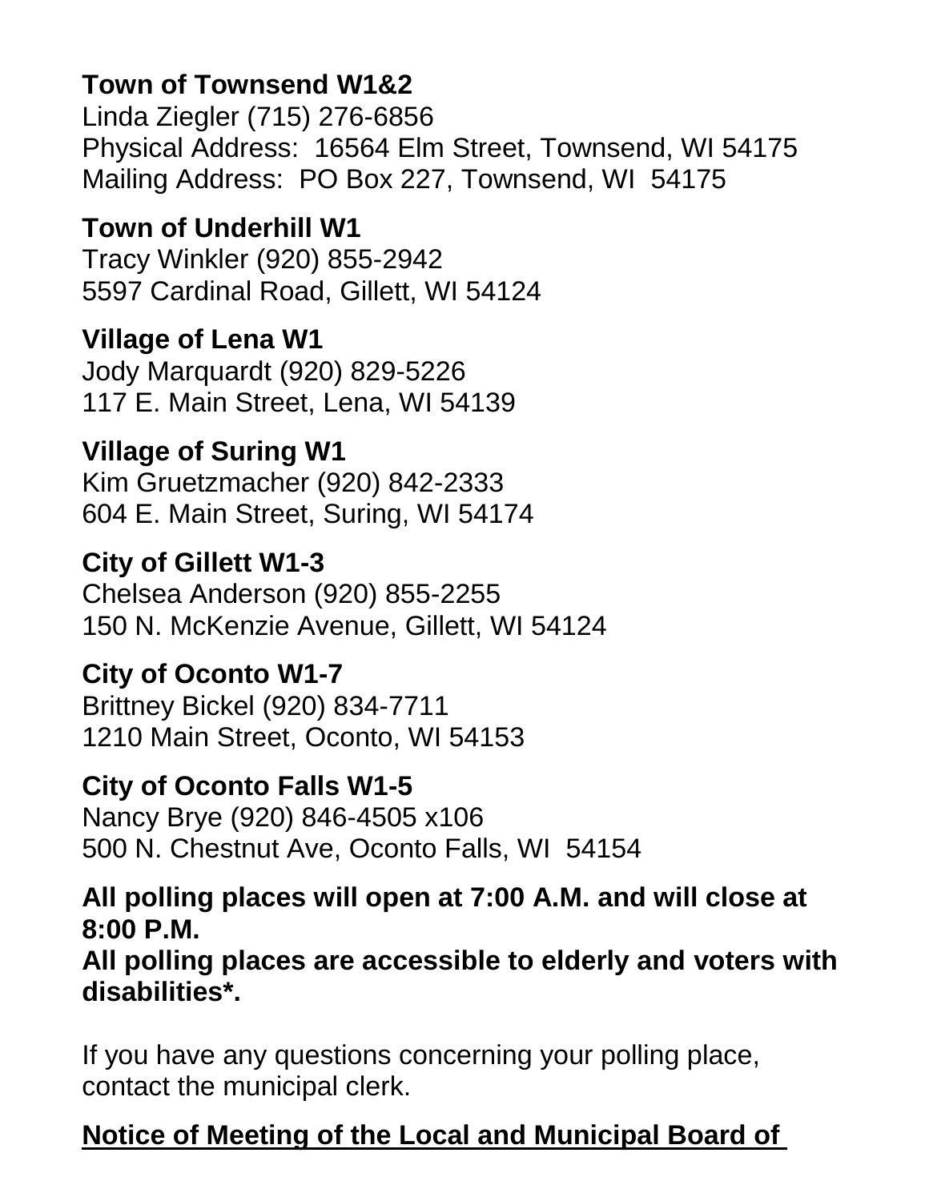**Town of Townsend W1&2**
Linda Ziegler (715) 276-6856
Physical Address: 16564 Elm Street, Townsend, WI 54175
Mailing Address: PO Box 227, Townsend, WI 54175

**Town of Underhill W1**
Tracy Winkler (920) 855-2942
5597 Cardinal Road, Gillett, WI 54124

**Village of Lena W1**
Jody Marquardt (920) 829-5226
117 E. Main Street, Lena, WI 54139

**Village of Suring W1**
Kim Gruetzmacher (920) 842-2333
604 E. Main Street, Suring, WI 54174

**City of Gillett W1-3**
Chelsea Anderson (920) 855-2255
150 N. McKenzie Avenue, Gillett, WI 54124

**City of Oconto W1-7**
Brittney Bickel (920) 834-7711
1210 Main Street, Oconto, WI 54153

**City of Oconto Falls W1-5**
Nancy Brye (920) 846-4505 x106
500 N. Chestnut Ave, Oconto Falls, WI 54154

**All polling places will open at 7:00 A.M. and will close at 8:00 P.M.**
**All polling places are accessible to elderly and voters with disabilities*.**

If you have any questions concerning your polling place, contact the municipal clerk.

**<u>Notice of Meeting of the Local and Municipal Board of</u>**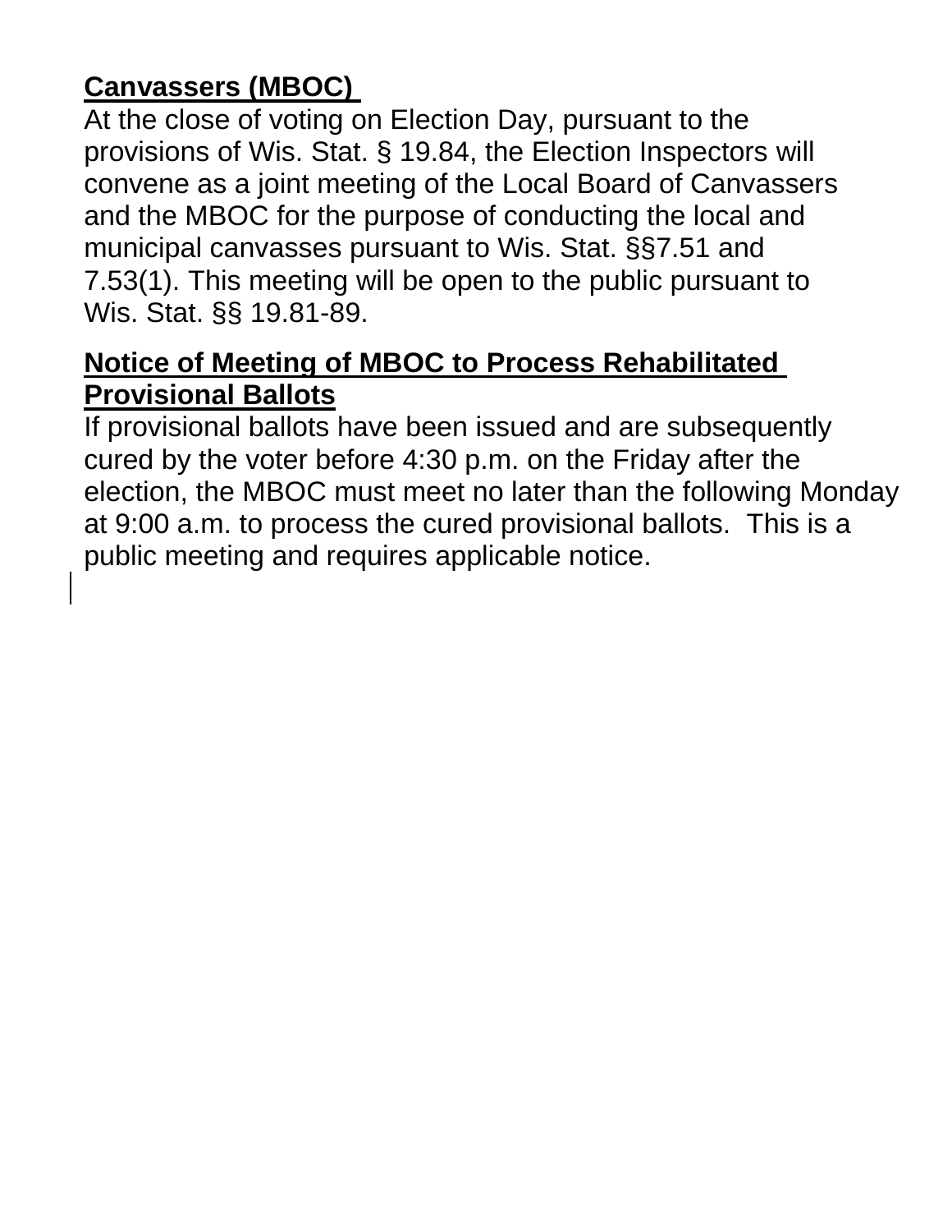**Canvassers (MBOC)**

At the close of voting on Election Day, pursuant to the provisions of Wis. Stat. § 19.84, the Election Inspectors will convene as a joint meeting of the Local Board of Canvassers and the MBOC for the purpose of conducting the local and municipal canvasses pursuant to Wis. Stat. §§7.51 and 7.53(1). This meeting will be open to the public pursuant to Wis. Stat. §§ 19.81-89.

**Notice of Meeting of MBOC to Process Rehabilitated Provisional Ballots**

If provisional ballots have been issued and are subsequently cured by the voter before 4:30 p.m. on the Friday after the election, the MBOC must meet no later than the following Monday at 9:00 a.m. to process the cured provisional ballots. This is a public meeting and requires applicable notice.